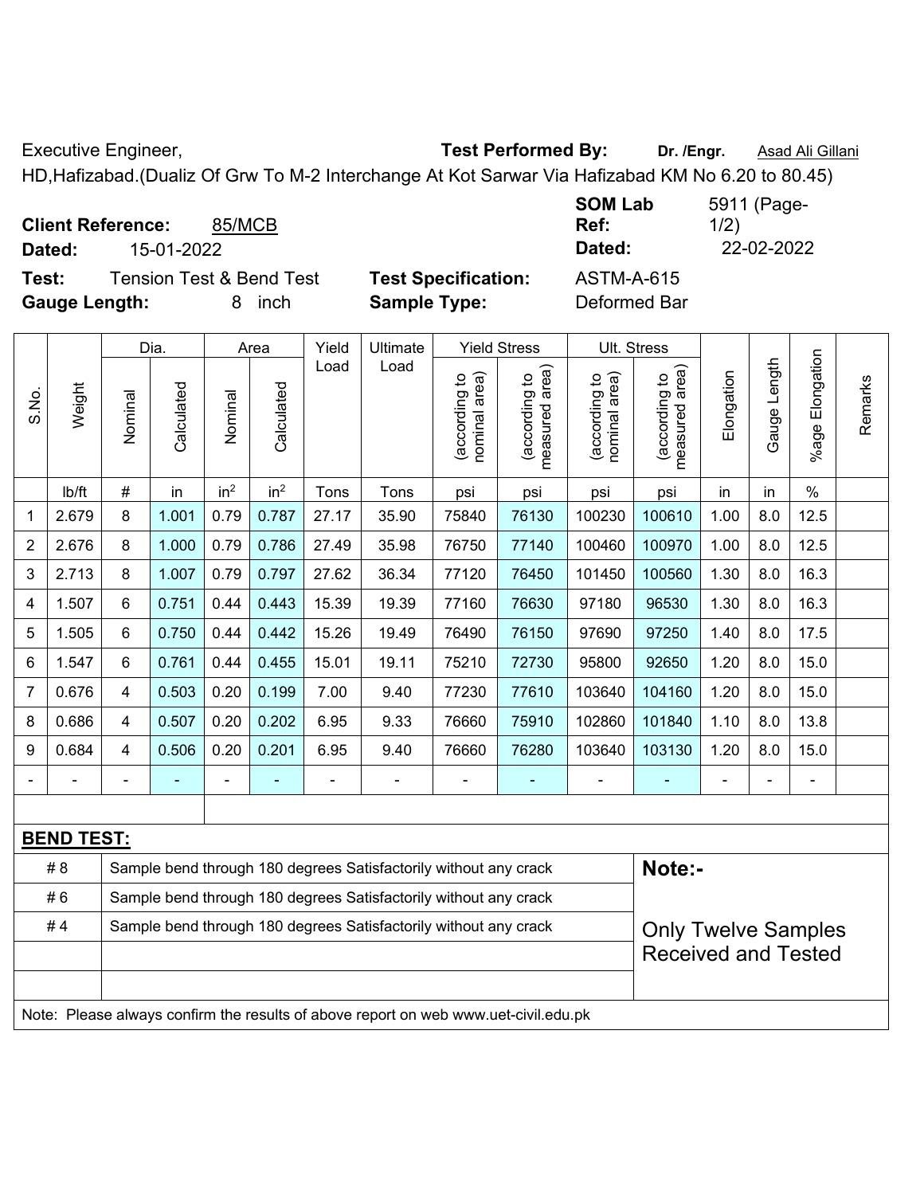Executive Engineer, **Test Performed By:** **Dr. /Engr.** Asad Ali Gillani

HD,Hafizabad.(Dualiz Of Grw To M-2 Interchange At Kot Sarwar Via Hafizabad KM No 6.20 to 80.45)

**Client Reference:** 85/MCB **SOM Lab Ref:** 5911 (Page-1/2)

**Dated:** 15-01-2022 **Dated:** 22-02-2022

**Test:** Tension Test & Bend Test **Test Specification:** ASTM-A-615

**Gauge Length:** 8 inch **Sample Type:** Deformed Bar

| S.No. | Weight | Dia. | | Area | | Yield Load | Ultimate Load | Yield Stress | | Ult. Stress | | Elongation | Gauge Length | %age Elongation | Remarks |
|---|---|---|---|---|---|---|---|---|---|---|---|---|---|---|---|
| | | Nominal | Calculated | Nominal | Calculated | | | (according to nominal area) | (according to measured area) | (according to nominal area) | (according to measured area) | | | | |
| | lb/ft | # | in | in$^2$ | in$^2$ | Tons | Tons | psi | psi | psi | psi | in | in | % | |
| 1 | 2.679 | 8 | 1.001 | 0.79 | 0.787 | 27.17 | 35.90 | 75840 | 76130 | 100230 | 100610 | 1.00 | 8.0 | 12.5 | |
| 2 | 2.676 | 8 | 1.000 | 0.79 | 0.786 | 27.49 | 35.98 | 76750 | 77140 | 100460 | 100970 | 1.00 | 8.0 | 12.5 | |
| 3 | 2.713 | 8 | 1.007 | 0.79 | 0.797 | 27.62 | 36.34 | 77120 | 76450 | 101450 | 100560 | 1.30 | 8.0 | 16.3 | |
| 4 | 1.507 | 6 | 0.751 | 0.44 | 0.443 | 15.39 | 19.39 | 77160 | 76630 | 97180 | 96530 | 1.30 | 8.0 | 16.3 | |
| 5 | 1.505 | 6 | 0.750 | 0.44 | 0.442 | 15.26 | 19.49 | 76490 | 76150 | 97690 | 97250 | 1.40 | 8.0 | 17.5 | |
| 6 | 1.547 | 6 | 0.761 | 0.44 | 0.455 | 15.01 | 19.11 | 75210 | 72730 | 95800 | 92650 | 1.20 | 8.0 | 15.0 | |
| 7 | 0.676 | 4 | 0.503 | 0.20 | 0.199 | 7.00 | 9.40 | 77230 | 77610 | 103640 | 104160 | 1.20 | 8.0 | 15.0 | |
| 8 | 0.686 | 4 | 0.507 | 0.20 | 0.202 | 6.95 | 9.33 | 76660 | 75910 | 102860 | 101840 | 1.10 | 8.0 | 13.8 | |
| 9 | 0.684 | 4 | 0.506 | 0.20 | 0.201 | 6.95 | 9.40 | 76660 | 76280 | 103640 | 103130 | 1.20 | 8.0 | 15.0 | |
| - | - | - | - | - | - | - | - | - | - | - | - | - | - | - | |

**BEND TEST:**

| | | |
|---|---|---|
| # 8 | Sample bend through 180 degrees Satisfactorily without any crack | **Note:-** |
| # 6 | Sample bend through 180 degrees Satisfactorily without any crack | |
| # 4 | Sample bend through 180 degrees Satisfactorily without any crack | Only Twelve Samples Received and Tested |

Note: Please always confirm the results of above report on web www.uet-civil.edu.pk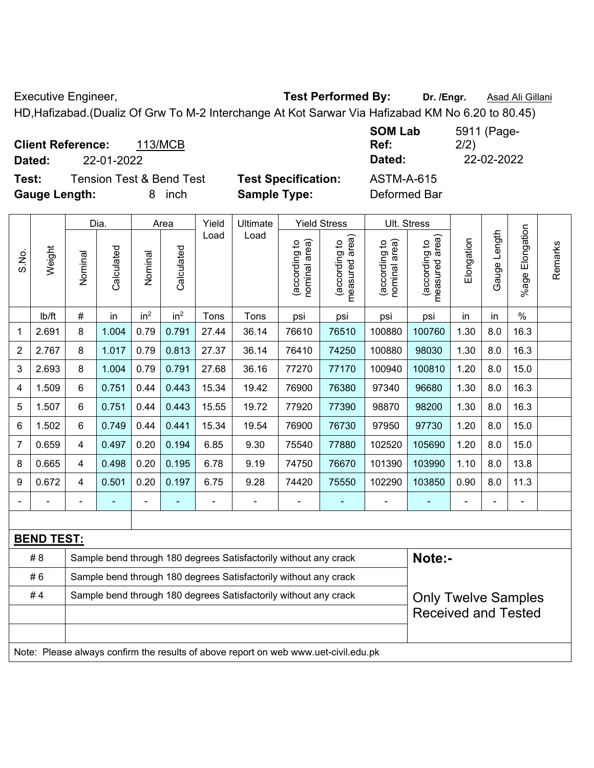Executive Engineer, **Test Performed By:** **Dr. /Engr.** Asad Ali Gillani

HD,Hafizabad.(Dualiz Of Grw To M-2 Interchange At Kot Sarwar Via Hafizabad KM No 6.20 to 80.45)

**Client Reference:** 113/MCB **SOM Lab Ref:** 5911 (Page-2/2)

**Dated:** 22-01-2022 **Dated:** 22-02-2022

**Test:** Tension Test & Bend Test **Test Specification:** ASTM-A-615

**Gauge Length:** 8 inch **Sample Type:** Deformed Bar

| S.No. | Weight | Dia. | | Area | | Yield Load | Ultimate Load | Yield Stress | | Ult. Stress | | Elongation | Gauge Length | %age Elongation | Remarks |
|---|---|---|---|---|---|---|---|---|---|---|---|---|---|---|---|
| | | Nominal | Calculated | Nominal | Calculated | | | (according to nominal area) | (according to measured area) | (according to nominal area) | (according to measured area) | | | | |
| | lb/ft | # | in | $in^2$ | $in^2$ | Tons | Tons | psi | psi | psi | psi | in | in | % | |
| 1 | 2.691 | 8 | 1.004 | 0.79 | 0.791 | 27.44 | 36.14 | 76610 | 76510 | 100880 | 100760 | 1.30 | 8.0 | 16.3 | |
| 2 | 2.767 | 8 | 1.017 | 0.79 | 0.813 | 27.37 | 36.14 | 76410 | 74250 | 100880 | 98030 | 1.30 | 8.0 | 16.3 | |
| 3 | 2.693 | 8 | 1.004 | 0.79 | 0.791 | 27.68 | 36.16 | 77270 | 77170 | 100940 | 100810 | 1.20 | 8.0 | 15.0 | |
| 4 | 1.509 | 6 | 0.751 | 0.44 | 0.443 | 15.34 | 19.42 | 76900 | 76380 | 97340 | 96680 | 1.30 | 8.0 | 16.3 | |
| 5 | 1.507 | 6 | 0.751 | 0.44 | 0.443 | 15.55 | 19.72 | 77920 | 77390 | 98870 | 98200 | 1.30 | 8.0 | 16.3 | |
| 6 | 1.502 | 6 | 0.749 | 0.44 | 0.441 | 15.34 | 19.54 | 76900 | 76730 | 97950 | 97730 | 1.20 | 8.0 | 15.0 | |
| 7 | 0.659 | 4 | 0.497 | 0.20 | 0.194 | 6.85 | 9.30 | 75540 | 77880 | 102520 | 105690 | 1.20 | 8.0 | 15.0 | |
| 8 | 0.665 | 4 | 0.498 | 0.20 | 0.195 | 6.78 | 9.19 | 74750 | 76670 | 101390 | 103990 | 1.10 | 8.0 | 13.8 | |
| 9 | 0.672 | 4 | 0.501 | 0.20 | 0.197 | 6.75 | 9.28 | 74420 | 75550 | 102290 | 103850 | 0.90 | 8.0 | 11.3 | |
| - | - | - | - | - | - | - | - | - | - | - | - | - | - | - | |

**BEND TEST:**

| | | |
|---|---|---|
| # 8 | Sample bend through 180 degrees Satisfactorily without any crack | **Note:-** |
| # 6 | Sample bend through 180 degrees Satisfactorily without any crack | |
| # 4 | Sample bend through 180 degrees Satisfactorily without any crack | Only Twelve Samples Received and Tested |

Note: Please always confirm the results of above report on web www.uet-civil.edu.pk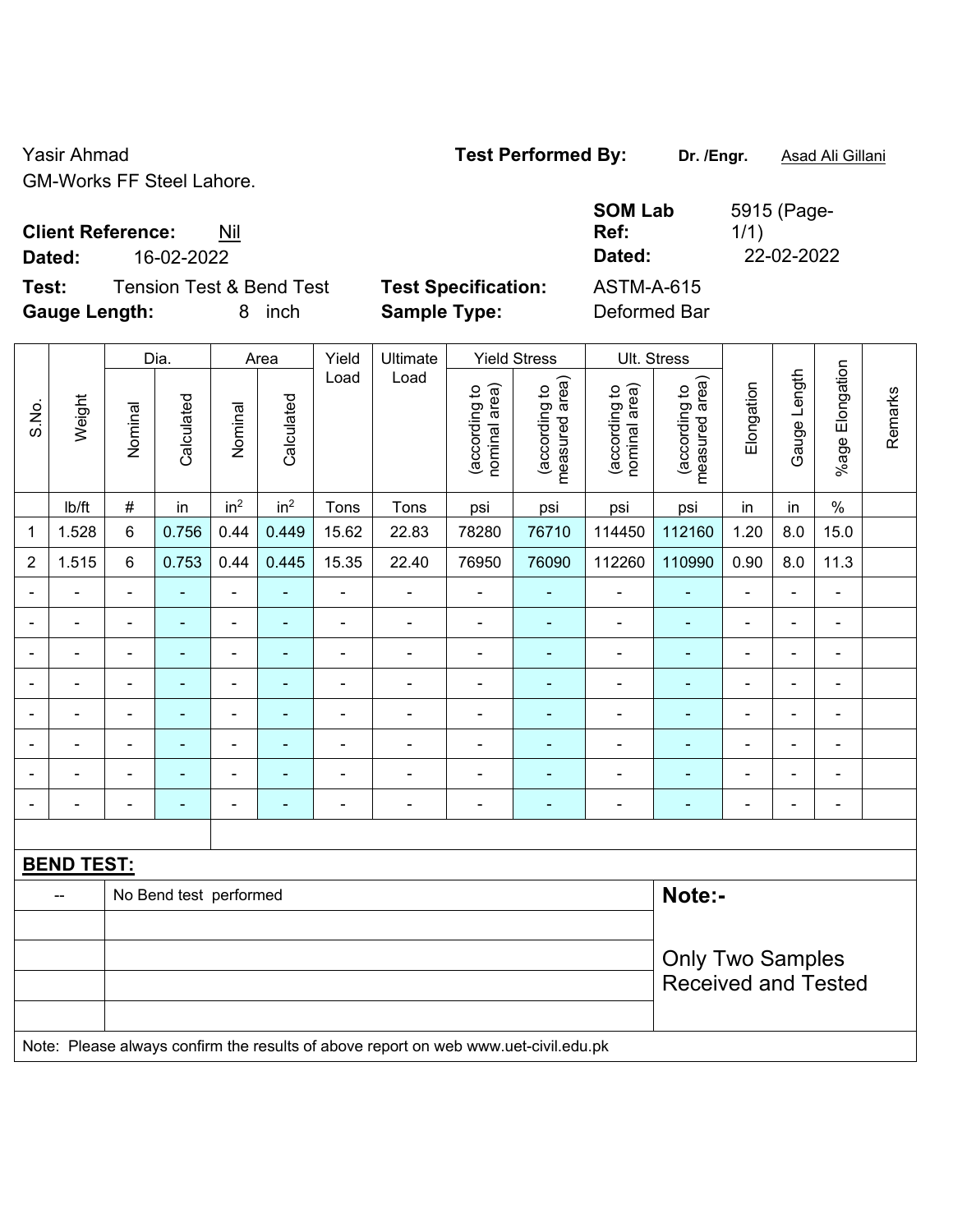Yasir Ahmad

GM-Works FF Steel Lahore.

**Test Performed By:** **Dr. /Engr.** Asad Ali Gillani

**Client Reference:** Nil

**Dated:** 16-02-2022

**SOM Lab Ref:** 5915 (Page-1/1)

**Dated:** 22-02-2022

**Test:** Tension Test & Bend Test

**Test Specification:** ASTM-A-615

**Gauge Length:** 8 inch

**Sample Type:** Deformed Bar

| S.No. | Weight | Dia. | | Area | | Yield Load | Ultimate Load | Yield Stress | | Ult. Stress | | Elongation | Gauge Length | %age Elongation | Remarks |
|---|---|---|---|---|---|---|---|---|---|---|---|---|---|---|---|
| | | Nominal | Calculated | Nominal | Calculated | | | (according to nominal area) | (according to measured area) | (according to nominal area) | (according to measured area) | | | | |
| | lb/ft | # | in | $in^2$ | $in^2$ | Tons | Tons | psi | psi | psi | psi | in | in | % | |
| 1 | 1.528 | 6 | 0.756 | 0.44 | 0.449 | 15.62 | 22.83 | 78280 | 76710 | 114450 | 112160 | 1.20 | 8.0 | 15.0 | |
| 2 | 1.515 | 6 | 0.753 | 0.44 | 0.445 | 15.35 | 22.40 | 76950 | 76090 | 112260 | 110990 | 0.90 | 8.0 | 11.3 | |
| - | - | - | - | - | - | - | - | - | - | - | - | - | - | - | |
| - | - | - | - | - | - | - | - | - | - | - | - | - | - | - | |
| - | - | - | - | - | - | - | - | - | - | - | - | - | - | - | |
| - | - | - | - | - | - | - | - | - | - | - | - | - | - | - | |
| - | - | - | - | - | - | - | - | - | - | - | - | - | - | - | |
| - | - | - | - | - | - | - | - | - | - | - | - | - | - | - | |
| - | - | - | - | - | - | - | - | - | - | - | - | - | - | - | |
| - | - | - | - | - | - | - | - | - | - | - | - | - | - | - | |

**BEND TEST:**

| -- | No Bend test performed |
|---|---|

**Note:-**

Only Two Samples Received and Tested

Note: Please always confirm the results of above report on web www.uet-civil.edu.pk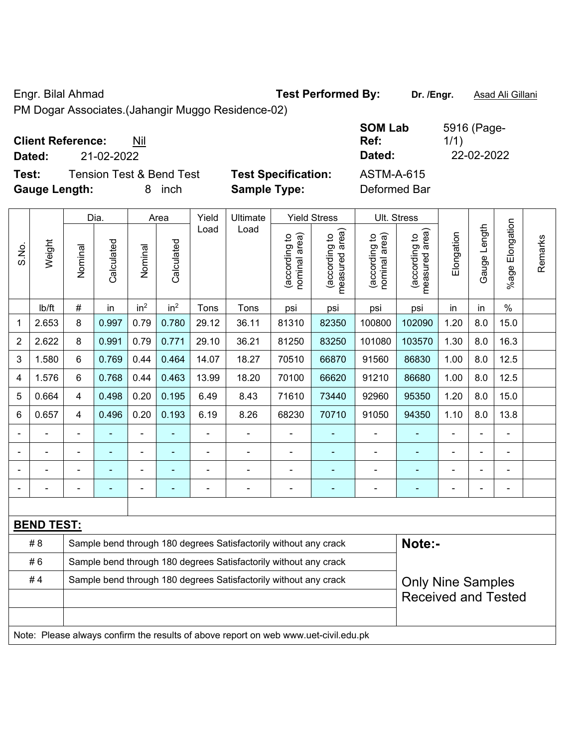Engr. Bilal Ahmad **Test Performed By:** **Dr. /Engr.** Asad Ali Gillani

PM Dogar Associates.(Jahangir Muggo Residence-02)

**Client Reference:** Nil **SOM Lab Ref:** 5916 (Page-1/1)

**Dated:** 21-02-2022 **Dated:** 22-02-2022

**Test:** Tension Test & Bend Test **Test Specification:** ASTM-A-615

**Gauge Length:** 8 inch **Sample Type:** Deformed Bar

| S.No. | Weight | Dia. | | Area | | Yield Load | Ultimate Load | Yield Stress | | Ult. Stress | | Elongation | Gauge Length | %age Elongation | Remarks |
|---|---|---|---|---|---|---|---|---|---|---|---|---|---|---|---|
| | | Nominal | Calculated | Nominal | Calculated | | | (according to nominal area) | (according to measured area) | (according to nominal area) | (according to measured area) | | | | |
| | lb/ft | # | in | in² | in² | Tons | Tons | psi | psi | psi | psi | in | in | % | |
| 1 | 2.653 | 8 | 0.997 | 0.79 | 0.780 | 29.12 | 36.11 | 81310 | 82350 | 100800 | 102090 | 1.20 | 8.0 | 15.0 | |
| 2 | 2.622 | 8 | 0.991 | 0.79 | 0.771 | 29.10 | 36.21 | 81250 | 83250 | 101080 | 103570 | 1.30 | 8.0 | 16.3 | |
| 3 | 1.580 | 6 | 0.769 | 0.44 | 0.464 | 14.07 | 18.27 | 70510 | 66870 | 91560 | 86830 | 1.00 | 8.0 | 12.5 | |
| 4 | 1.576 | 6 | 0.768 | 0.44 | 0.463 | 13.99 | 18.20 | 70100 | 66620 | 91210 | 86680 | 1.00 | 8.0 | 12.5 | |
| 5 | 0.664 | 4 | 0.498 | 0.20 | 0.195 | 6.49 | 8.43 | 71610 | 73440 | 92960 | 95350 | 1.20 | 8.0 | 15.0 | |
| 6 | 0.657 | 4 | 0.496 | 0.20 | 0.193 | 6.19 | 8.26 | 68230 | 70710 | 91050 | 94350 | 1.10 | 8.0 | 13.8 | |
| - | - | - | - | - | - | - | - | - | - | - | - | - | - | - | |
| - | - | - | - | - | - | - | - | - | - | - | - | - | - | - | |
| - | - | - | - | - | - | - | - | - | - | - | - | - | - | - | |
| - | - | - | - | - | - | - | - | - | - | - | - | - | - | - | |

**BEND TEST:**

| | | |
|---|---|---|
| # 8 | Sample bend through 180 degrees Satisfactorily without any crack | **Note:-** |
| # 6 | Sample bend through 180 degrees Satisfactorily without any crack | |
| # 4 | Sample bend through 180 degrees Satisfactorily without any crack | Only Nine Samples Received and Tested |

Note: Please always confirm the results of above report on web www.uet-civil.edu.pk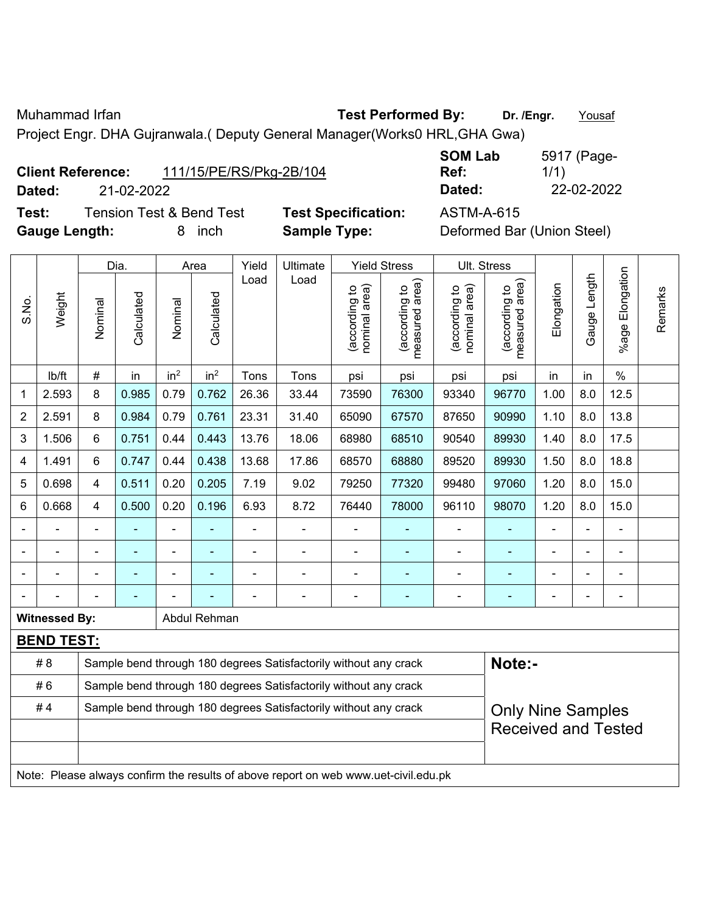Muhammad Irfan **Test Performed By:** **Dr. /Engr.** Yousaf

Project Engr. DHA Gujranwala.( Deputy General Manager(Works0 HRL,GHA Gwa)

**Client Reference:** 111/15/PE/RS/Pkg-2B/104 **SOM Lab Ref:** 5917 (Page-1/1)

**Dated:** 21-02-2022 **Dated:** 22-02-2022

**Test:** Tension Test & Bend Test **Test Specification:** ASTM-A-615

**Gauge Length:** 8 inch **Sample Type:** Deformed Bar (Union Steel)

| S.No. | Weight | Dia. | | Area | | Yield Load | Ultimate Load | Yield Stress | | Ult. Stress | | Elongation | Gauge Length | %age Elongation | Remarks |
|---|---|---|---|---|---|---|---|---|---|---|---|---|---|---|---|
| | | Nominal | Calculated | Nominal | Calculated | | | (according to nominal area) | (according to measured area) | (according to nominal area) | (according to measured area) | | | | |
| | lb/ft | # | in | in$^2$ | in$^2$ | Tons | Tons | psi | psi | psi | psi | in | in | % | |
| 1 | 2.593 | 8 | 0.985 | 0.79 | 0.762 | 26.36 | 33.44 | 73590 | 76300 | 93340 | 96770 | 1.00 | 8.0 | 12.5 | |
| 2 | 2.591 | 8 | 0.984 | 0.79 | 0.761 | 23.31 | 31.40 | 65090 | 67570 | 87650 | 90990 | 1.10 | 8.0 | 13.8 | |
| 3 | 1.506 | 6 | 0.751 | 0.44 | 0.443 | 13.76 | 18.06 | 68980 | 68510 | 90540 | 89930 | 1.40 | 8.0 | 17.5 | |
| 4 | 1.491 | 6 | 0.747 | 0.44 | 0.438 | 13.68 | 17.86 | 68570 | 68880 | 89520 | 89930 | 1.50 | 8.0 | 18.8 | |
| 5 | 0.698 | 4 | 0.511 | 0.20 | 0.205 | 7.19 | 9.02 | 79250 | 77320 | 99480 | 97060 | 1.20 | 8.0 | 15.0 | |
| 6 | 0.668 | 4 | 0.500 | 0.20 | 0.196 | 6.93 | 8.72 | 76440 | 78000 | 96110 | 98070 | 1.20 | 8.0 | 15.0 | |
| - | - | - | - | - | - | - | - | - | - | - | - | - | - | - | |
| - | - | - | - | - | - | - | - | - | - | - | - | - | - | - | |
| - | - | - | - | - | - | - | - | - | - | - | - | - | - | - | |
| - | - | - | - | - | - | - | - | - | - | - | - | - | - | - | |

**Witnessed By:** Abdul Rehman

**BEND TEST:**

| | | |
|---|---|---|
| # 8 | Sample bend through 180 degrees Satisfactorily without any crack | **Note:-** |
| # 6 | Sample bend through 180 degrees Satisfactorily without any crack | |
| # 4 | Sample bend through 180 degrees Satisfactorily without any crack | Only Nine Samples Received and Tested |

Note: Please always confirm the results of above report on web www.uet-civil.edu.pk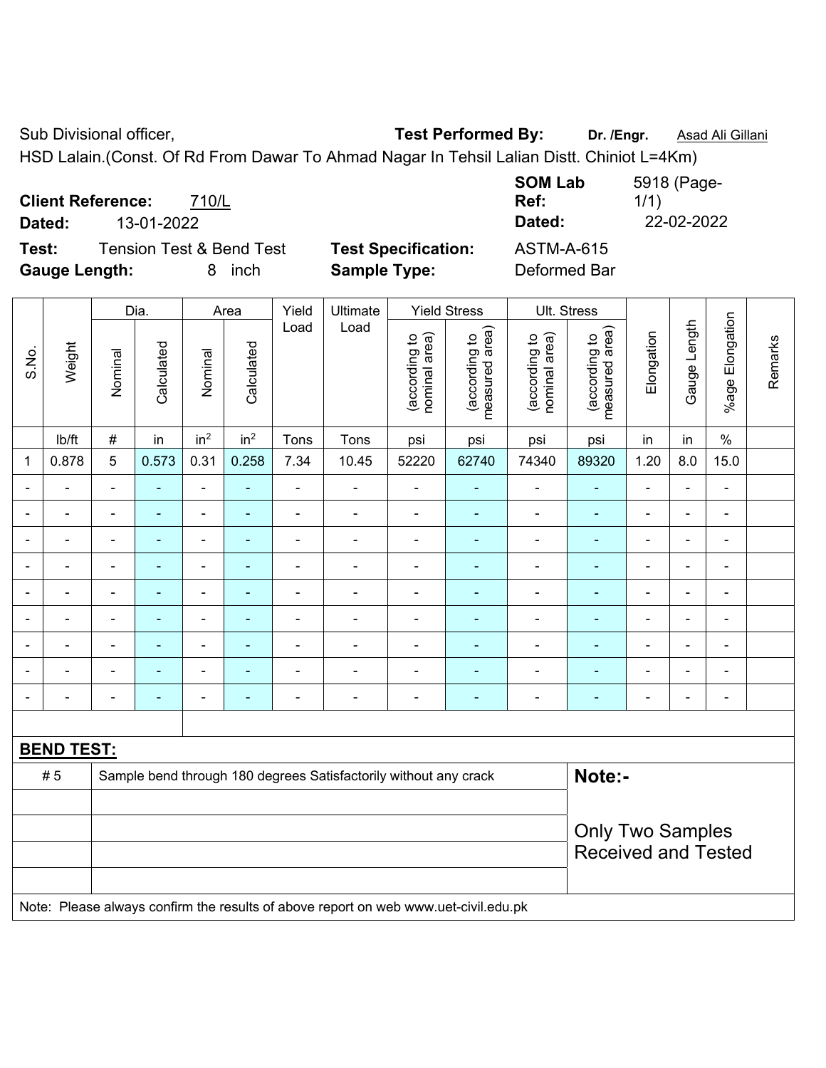Sub Divisional officer, **Test Performed By:** **Dr. /Engr.** Asad Ali Gillani

HSD Lalain.(Const. Of Rd From Dawar To Ahmad Nagar In Tehsil Lalian Distt. Chiniot L=4Km)

**Client Reference:** 710/L **SOM Lab Ref:** 5918 (Page-1/1)

**Dated:** 13-01-2022 **Dated:** 22-02-2022

**Test:** Tension Test & Bend Test **Test Specification:** ASTM-A-615

**Gauge Length:** 8 inch **Sample Type:** Deformed Bar

| S.No. | Weight | Dia. | | Area | | Yield Load | Ultimate Load | Yield Stress | | Ult. Stress | | Elongation | Gauge Length | %age Elongation | Remarks |
|---|---|---|---|---|---|---|---|---|---|---|---|---|---|---|---|
| | | Nominal | Calculated | Nominal | Calculated | | | (according to nominal area) | (according to measured area) | (according to nominal area) | (according to measured area) | | | | |
| | lb/ft | # | in | in² | in² | Tons | Tons | psi | psi | psi | psi | in | in | % | |
| 1 | 0.878 | 5 | 0.573 | 0.31 | 0.258 | 7.34 | 10.45 | 52220 | 62740 | 74340 | 89320 | 1.20 | 8.0 | 15.0 | |
| - | - | - | - | - | - | - | - | - | - | - | - | - | - | - | |
| - | - | - | - | - | - | - | - | - | - | - | - | - | - | - | |
| - | - | - | - | - | - | - | - | - | - | - | - | - | - | - | |
| - | - | - | - | - | - | - | - | - | - | - | - | - | - | - | |
| - | - | - | - | - | - | - | - | - | - | - | - | - | - | - | |
| - | - | - | - | - | - | - | - | - | - | - | - | - | - | - | |
| - | - | - | - | - | - | - | - | - | - | - | - | - | - | - | |
| - | - | - | - | - | - | - | - | - | - | - | - | - | - | - | |
| - | - | - | - | - | - | - | - | - | - | - | - | - | - | - | |

**BEND TEST:**

| | | |
|---|---|---|
| # 5 | Sample bend through 180 degrees Satisfactorily without any crack | **Note:-** Only Two Samples Received and Tested |

Note: Please always confirm the results of above report on web www.uet-civil.edu.pk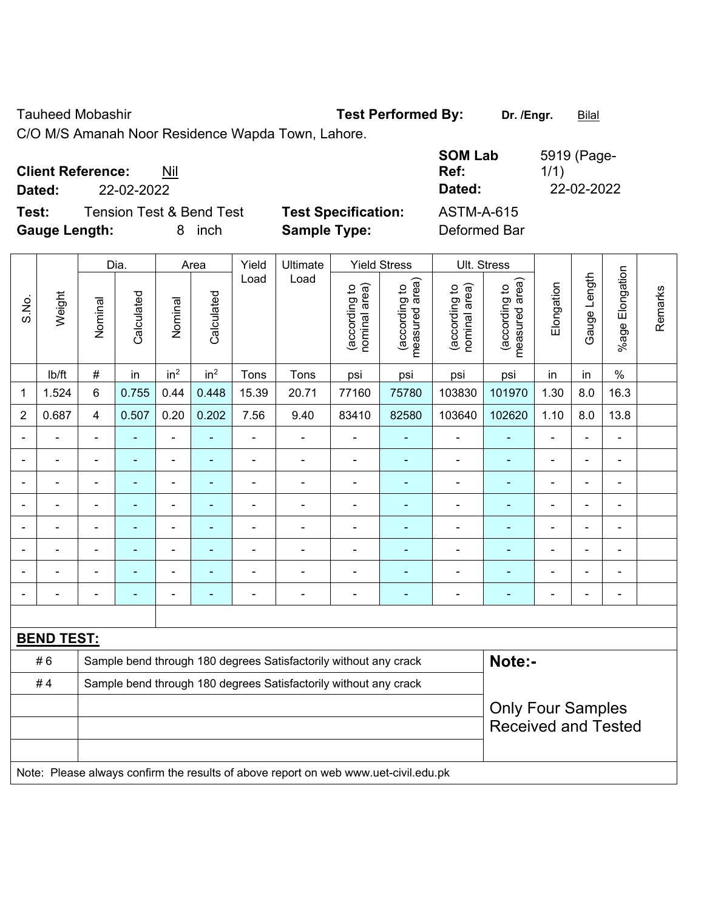Tauheed Mobashir

C/O M/S Amanah Noor Residence Wapda Town, Lahore.

**Test Performed By:** **Dr. /Engr.** Bilal

**Client Reference:** Nil

**Dated:** 22-02-2022

**SOM Lab Ref:** 5919 (Page-1/1)

**Dated:** 22-02-2022

**Test:** Tension Test & Bend Test

**Test Specification:** ASTM-A-615

**Gauge Length:** 8 inch

**Sample Type:** Deformed Bar

| S.No. | Weight | Dia. | | Area | | Yield Load | Ultimate Load | Yield Stress | | Ult. Stress | | Elongation | Gauge Length | %age Elongation | Remarks |
|---|---|---|---|---|---|---|---|---|---|---|---|---|---|---|---|
| | | Nominal | Calculated | Nominal | Calculated | | | (according to nominal area) | (according to measured area) | (according to nominal area) | (according to measured area) | | | | |
| | lb/ft | # | in | in$^2$ | in$^2$ | Tons | Tons | psi | psi | psi | psi | in | in | % | |
| 1 | 1.524 | 6 | 0.755 | 0.44 | 0.448 | 15.39 | 20.71 | 77160 | 75780 | 103830 | 101970 | 1.30 | 8.0 | 16.3 | |
| 2 | 0.687 | 4 | 0.507 | 0.20 | 0.202 | 7.56 | 9.40 | 83410 | 82580 | 103640 | 102620 | 1.10 | 8.0 | 13.8 | |
| - | - | - | - | - | - | - | - | - | - | - | - | - | - | - | |
| - | - | - | - | - | - | - | - | - | - | - | - | - | - | - | |
| - | - | - | - | - | - | - | - | - | - | - | - | - | - | - | |
| - | - | - | - | - | - | - | - | - | - | - | - | - | - | - | |
| - | - | - | - | - | - | - | - | - | - | - | - | - | - | - | |
| - | - | - | - | - | - | - | - | - | - | - | - | - | - | - | |
| - | - | - | - | - | - | - | - | - | - | - | - | - | - | - | |
| - | - | - | - | - | - | - | - | - | - | - | - | - | - | - | |

**BEND TEST:**

| | |
|---|---|
| # 6 | Sample bend through 180 degrees Satisfactorily without any crack |
| # 4 | Sample bend through 180 degrees Satisfactorily without any crack |

**Note:-**

Only Four Samples Received and Tested

Note: Please always confirm the results of above report on web www.uet-civil.edu.pk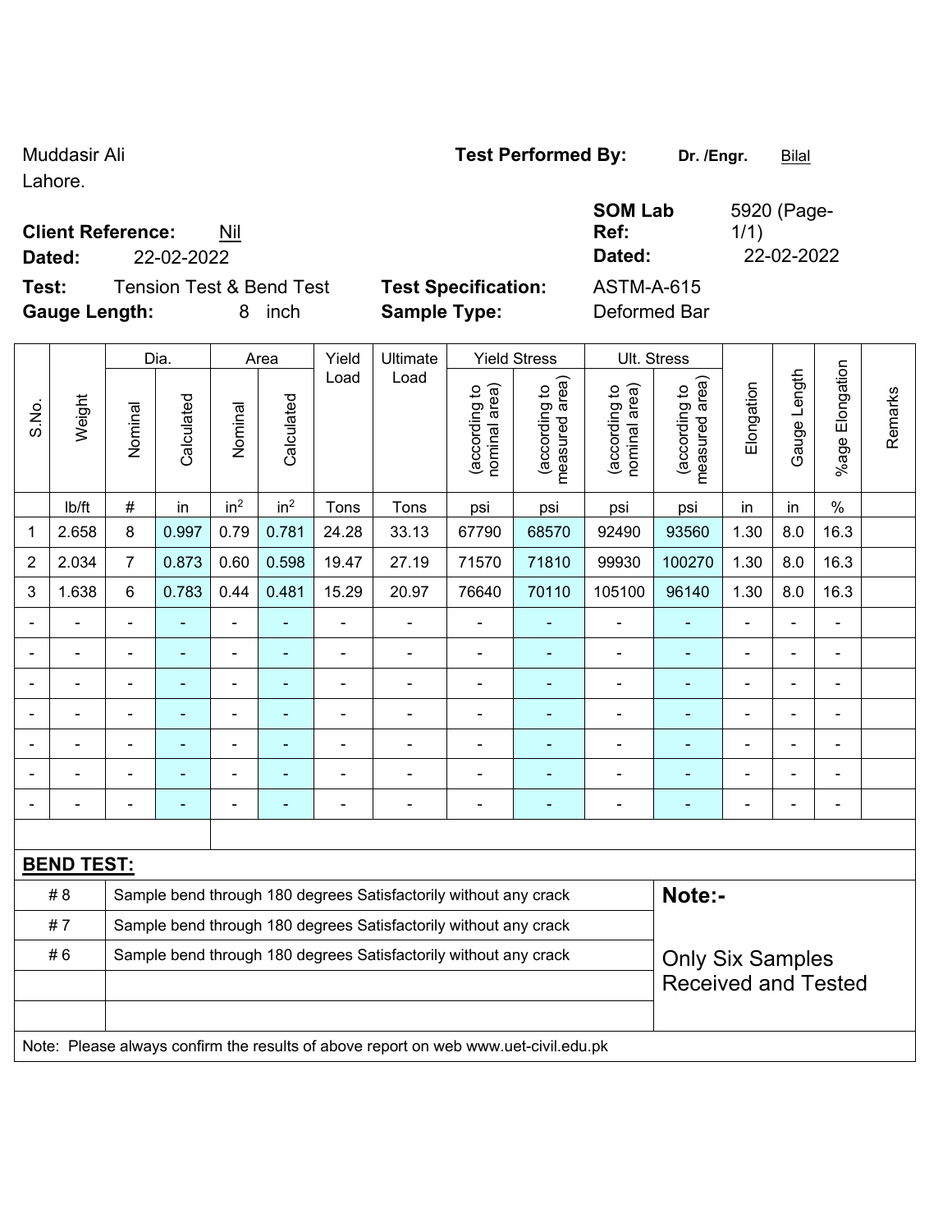Muddasir Ali
Lahore.

**Test Performed By:** **Dr. /Engr.** Bilal

**Client Reference:** Nil

**Dated:** 22-02-2022

**SOM Lab Ref:** 5920 (Page-1/1)

**Dated:** 22-02-2022

**Test:** Tension Test & Bend Test

**Test Specification:** ASTM-A-615

**Gauge Length:** 8 inch

**Sample Type:** Deformed Bar

| S.No. | Weight | Dia. | | Area | | Yield Load | Ultimate Load | Yield Stress | | Ult. Stress | | Elongation | Gauge Length | %age Elongation | Remarks |
|---|---|---|---|---|---|---|---|---|---|---|---|---|---|---|---|
| | | Nominal | Calculated | Nominal | Calculated | | | (according to nominal area) | (according to measured area) | (according to nominal area) | (according to measured area) | | | | |
| | lb/ft | # | in | in² | in² | Tons | Tons | psi | psi | psi | psi | in | in | % | |
| 1 | 2.658 | 8 | 0.997 | 0.79 | 0.781 | 24.28 | 33.13 | 67790 | 68570 | 92490 | 93560 | 1.30 | 8.0 | 16.3 | |
| 2 | 2.034 | 7 | 0.873 | 0.60 | 0.598 | 19.47 | 27.19 | 71570 | 71810 | 99930 | 100270 | 1.30 | 8.0 | 16.3 | |
| 3 | 1.638 | 6 | 0.783 | 0.44 | 0.481 | 15.29 | 20.97 | 76640 | 70110 | 105100 | 96140 | 1.30 | 8.0 | 16.3 | |
| - | - | - | - | - | - | - | - | - | - | - | - | - | - | - | |
| - | - | - | - | - | - | - | - | - | - | - | - | - | - | - | |
| - | - | - | - | - | - | - | - | - | - | - | - | - | - | - | |
| - | - | - | - | - | - | - | - | - | - | - | - | - | - | - | |
| - | - | - | - | - | - | - | - | - | - | - | - | - | - | - | |
| - | - | - | - | - | - | - | - | - | - | - | - | - | - | - | |
| - | - | - | - | - | - | - | - | - | - | - | - | - | - | - | |

**BEND TEST:**

| | | |
|---|---|---|
| # 8 | Sample bend through 180 degrees Satisfactorily without any crack | **Note:-** |
| # 7 | Sample bend through 180 degrees Satisfactorily without any crack | |
| # 6 | Sample bend through 180 degrees Satisfactorily without any crack | Only Six Samples Received and Tested |

Note: Please always confirm the results of above report on web www.uet-civil.edu.pk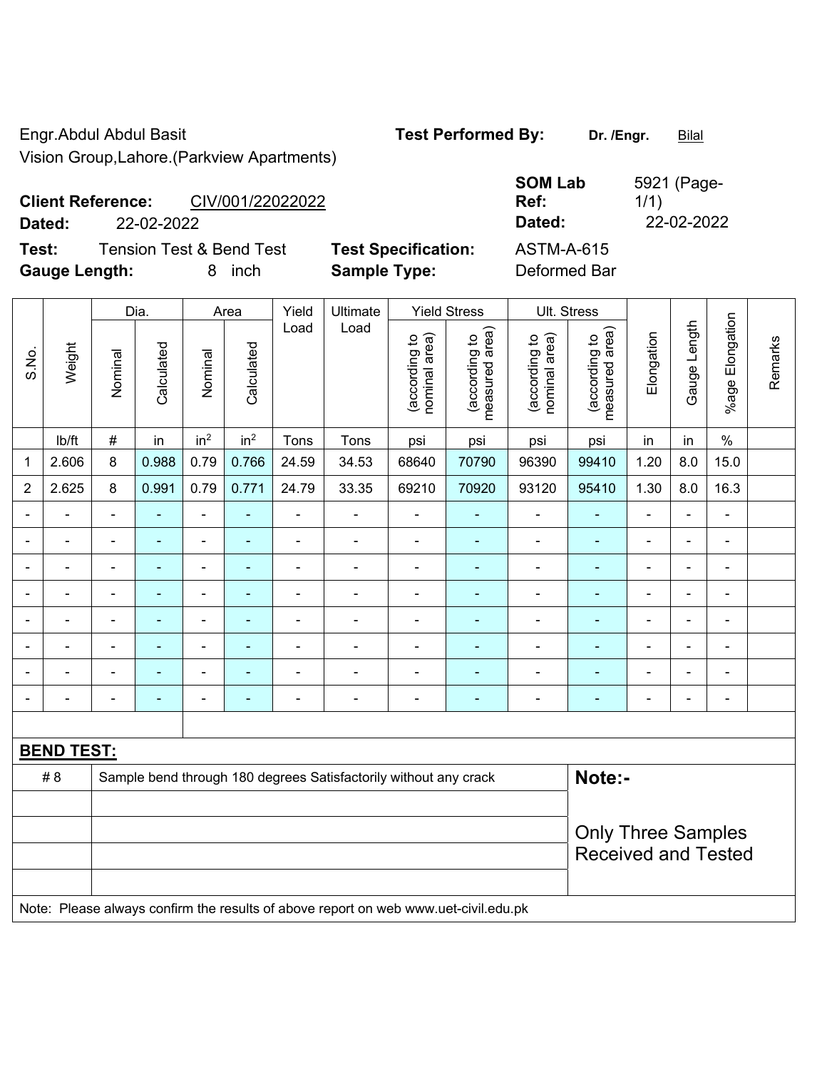Engr.Abdul Abdul Basit

Vision Group,Lahore.(Parkview Apartments)

**Test Performed By:** **Dr. /Engr.** Bilal

**Client Reference:** CIV/001/22022022

**Dated:** 22-02-2022

**SOM Lab Ref:** 5921 (Page-1/1)

**Dated:** 22-02-2022

**Test:** Tension Test & Bend Test

**Test Specification:** ASTM-A-615

**Gauge Length:** 8 inch

**Sample Type:** Deformed Bar

| S.No. | Weight | Dia. | | Area | | Yield Load | Ultimate Load | Yield Stress | | Ult. Stress | | Elongation | Gauge Length | %age Elongation | Remarks |
|---|---|---|---|---|---|---|---|---|---|---|---|---|---|---|---|
| | | Nominal | Calculated | Nominal | Calculated | | | (according to nominal area) | (according to measured area) | (according to nominal area) | (according to measured area) | | | | |
| | lb/ft | # | in | in² | in² | Tons | Tons | psi | psi | psi | psi | in | in | % | |
| 1 | 2.606 | 8 | 0.988 | 0.79 | 0.766 | 24.59 | 34.53 | 68640 | 70790 | 96390 | 99410 | 1.20 | 8.0 | 15.0 | |
| 2 | 2.625 | 8 | 0.991 | 0.79 | 0.771 | 24.79 | 33.35 | 69210 | 70920 | 93120 | 95410 | 1.30 | 8.0 | 16.3 | |
| - | - | - | - | - | - | - | - | - | - | - | - | - | - | - | |
| - | - | - | - | - | - | - | - | - | - | - | - | - | - | - | |
| - | - | - | - | - | - | - | - | - | - | - | - | - | - | - | |
| - | - | - | - | - | - | - | - | - | - | - | - | - | - | - | |
| - | - | - | - | - | - | - | - | - | - | - | - | - | - | - | |
| - | - | - | - | - | - | - | - | - | - | - | - | - | - | - | |
| - | - | - | - | - | - | - | - | - | - | - | - | - | - | - | |
| - | - | - | - | - | - | - | - | - | - | - | - | - | - | - | |

**BEND TEST:**

| | | |
|---|---|---|
| # 8 | Sample bend through 180 degrees Satisfactorily without any crack | **Note:-** |
| | | Only Three Samples Received and Tested |

Note: Please always confirm the results of above report on web www.uet-civil.edu.pk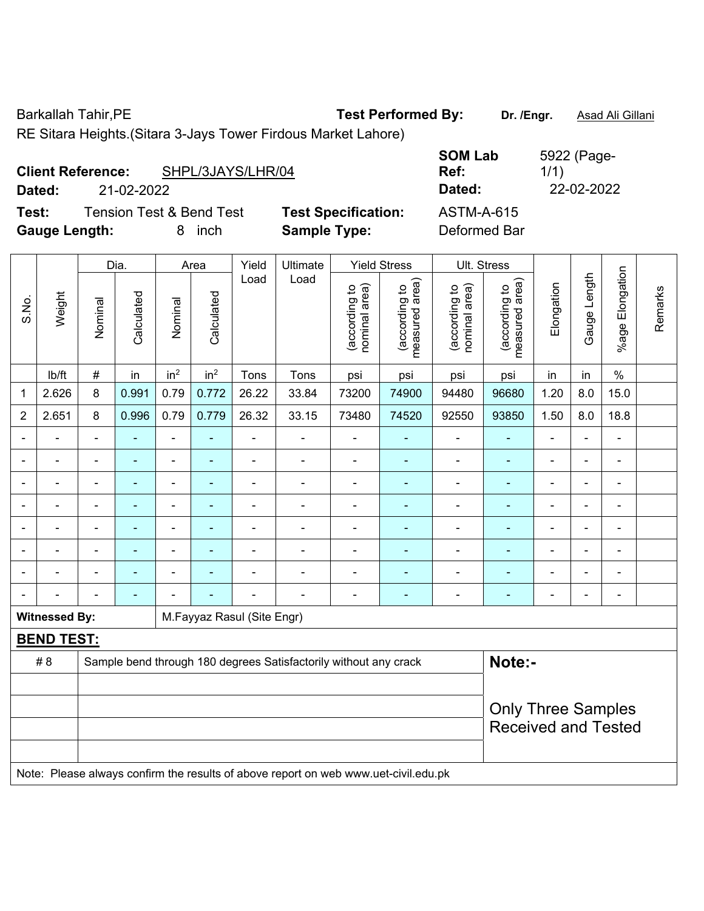Barkallah Tahir,PE

RE Sitara Heights.(Sitara 3-Jays Tower Firdous Market Lahore)

**Test Performed By:** **Dr. /Engr.** Asad Ali Gillani

**Client Reference:** SHPL/3JAYS/LHR/04

**Dated:** 21-02-2022

**SOM Lab Ref:** 5922 (Page-1/1)

**Dated:** 22-02-2022

**Test:** Tension Test & Bend Test

**Test Specification:** ASTM-A-615

**Gauge Length:** 8 inch

**Sample Type:** Deformed Bar

| S.No. | Weight | Dia. | | Area | | Yield Load | Ultimate Load | Yield Stress | | Ult. Stress | | Elongation | Gauge Length | %age Elongation | Remarks |
|---|---|---|---|---|---|---|---|---|---|---|---|---|---|---|---|
| | | Nominal | Calculated | Nominal | Calculated | | | (according to nominal area) | (according to measured area) | (according to nominal area) | (according to measured area) | | | | |
| | lb/ft | # | in | in$^2$ | in$^2$ | Tons | Tons | psi | psi | psi | psi | in | in | % | |
| 1 | 2.626 | 8 | 0.991 | 0.79 | 0.772 | 26.22 | 33.84 | 73200 | 74900 | 94480 | 96680 | 1.20 | 8.0 | 15.0 | |
| 2 | 2.651 | 8 | 0.996 | 0.79 | 0.779 | 26.32 | 33.15 | 73480 | 74520 | 92550 | 93850 | 1.50 | 8.0 | 18.8 | |
| - | - | - | - | - | - | - | - | - | - | - | - | - | - | - | |
| - | - | - | - | - | - | - | - | - | - | - | - | - | - | - | |
| - | - | - | - | - | - | - | - | - | - | - | - | - | - | - | |
| - | - | - | - | - | - | - | - | - | - | - | - | - | - | - | |
| - | - | - | - | - | - | - | - | - | - | - | - | - | - | - | |
| - | - | - | - | - | - | - | - | - | - | - | - | - | - | - | |
| - | - | - | - | - | - | - | - | - | - | - | - | - | - | - | |
| - | - | - | - | - | - | - | - | - | - | - | - | - | - | - | |

**Witnessed By:** M.Fayyaz Rasul (Site Engr)

**BEND TEST:**

| | |
|---|---|
| # 8 | Sample bend through 180 degrees Satisfactorily without any crack |

**Note:-**

Only Three Samples Received and Tested

Note: Please always confirm the results of above report on web www.uet-civil.edu.pk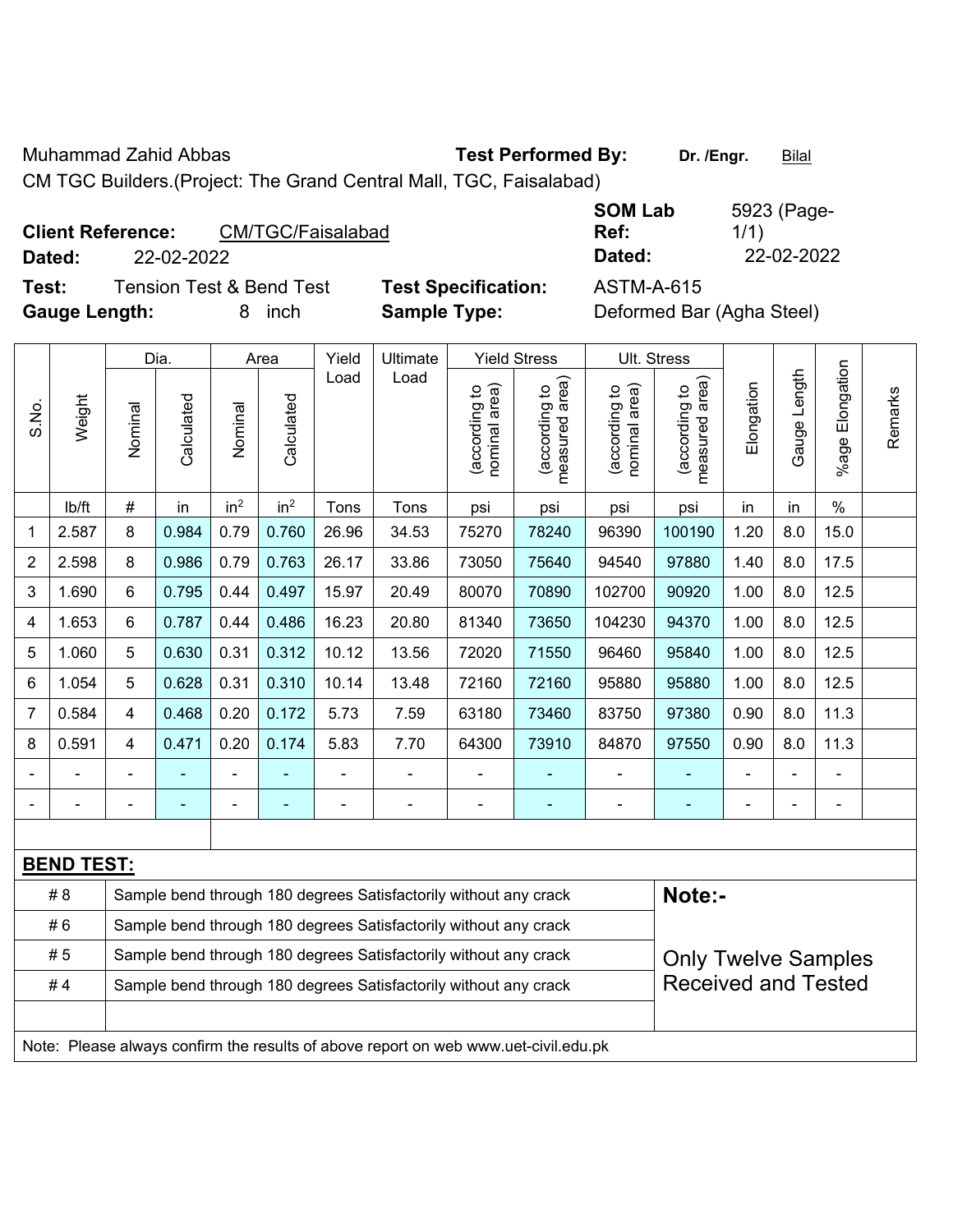Muhammad Zahid Abbas **Test Performed By:** **Dr. /Engr.** Bilal

CM TGC Builders.(Project: The Grand Central Mall, TGC, Faisalabad)

**Client Reference:** CM/TGC/Faisalabad **SOM Lab Ref:** 5923 (Page-1/1)

**Dated:** 22-02-2022 **Dated:** 22-02-2022

**Test:** Tension Test & Bend Test **Test Specification:** ASTM-A-615

**Gauge Length:** 8 inch **Sample Type:** Deformed Bar (Agha Steel)

| S.No. | Weight | Dia. | | Area | | Yield Load | Ultimate Load | Yield Stress | | Ult. Stress | | Elongation | Gauge Length | %age Elongation | Remarks |
|---|---|---|---|---|---|---|---|---|---|---|---|---|---|---|---|
| | | Nominal | Calculated | Nominal | Calculated | | | (according to nominal area) | (according to measured area) | (according to nominal area) | (according to measured area) | | | | |
| | lb/ft | # | in | $in^2$ | $in^2$ | Tons | Tons | psi | psi | psi | psi | in | in | % | |
| 1 | 2.587 | 8 | 0.984 | 0.79 | 0.760 | 26.96 | 34.53 | 75270 | 78240 | 96390 | 100190 | 1.20 | 8.0 | 15.0 | |
| 2 | 2.598 | 8 | 0.986 | 0.79 | 0.763 | 26.17 | 33.86 | 73050 | 75640 | 94540 | 97880 | 1.40 | 8.0 | 17.5 | |
| 3 | 1.690 | 6 | 0.795 | 0.44 | 0.497 | 15.97 | 20.49 | 80070 | 70890 | 102700 | 90920 | 1.00 | 8.0 | 12.5 | |
| 4 | 1.653 | 6 | 0.787 | 0.44 | 0.486 | 16.23 | 20.80 | 81340 | 73650 | 104230 | 94370 | 1.00 | 8.0 | 12.5 | |
| 5 | 1.060 | 5 | 0.630 | 0.31 | 0.312 | 10.12 | 13.56 | 72020 | 71550 | 96460 | 95840 | 1.00 | 8.0 | 12.5 | |
| 6 | 1.054 | 5 | 0.628 | 0.31 | 0.310 | 10.14 | 13.48 | 72160 | 72160 | 95880 | 95880 | 1.00 | 8.0 | 12.5 | |
| 7 | 0.584 | 4 | 0.468 | 0.20 | 0.172 | 5.73 | 7.59 | 63180 | 73460 | 83750 | 97380 | 0.90 | 8.0 | 11.3 | |
| 8 | 0.591 | 4 | 0.471 | 0.20 | 0.174 | 5.83 | 7.70 | 64300 | 73910 | 84870 | 97550 | 0.90 | 8.0 | 11.3 | |
| - | - | - | - | - | - | - | - | - | - | - | - | - | - | - | |
| - | - | - | - | - | - | - | - | - | - | - | - | - | - | - | |

**BEND TEST:**

| Size | Result |
|---|---|
| # 8 | Sample bend through 180 degrees Satisfactorily without any crack |
| # 6 | Sample bend through 180 degrees Satisfactorily without any crack |
| # 5 | Sample bend through 180 degrees Satisfactorily without any crack |
| # 4 | Sample bend through 180 degrees Satisfactorily without any crack |

**Note:-**

Only Twelve Samples Received and Tested

Note: Please always confirm the results of above report on web www.uet-civil.edu.pk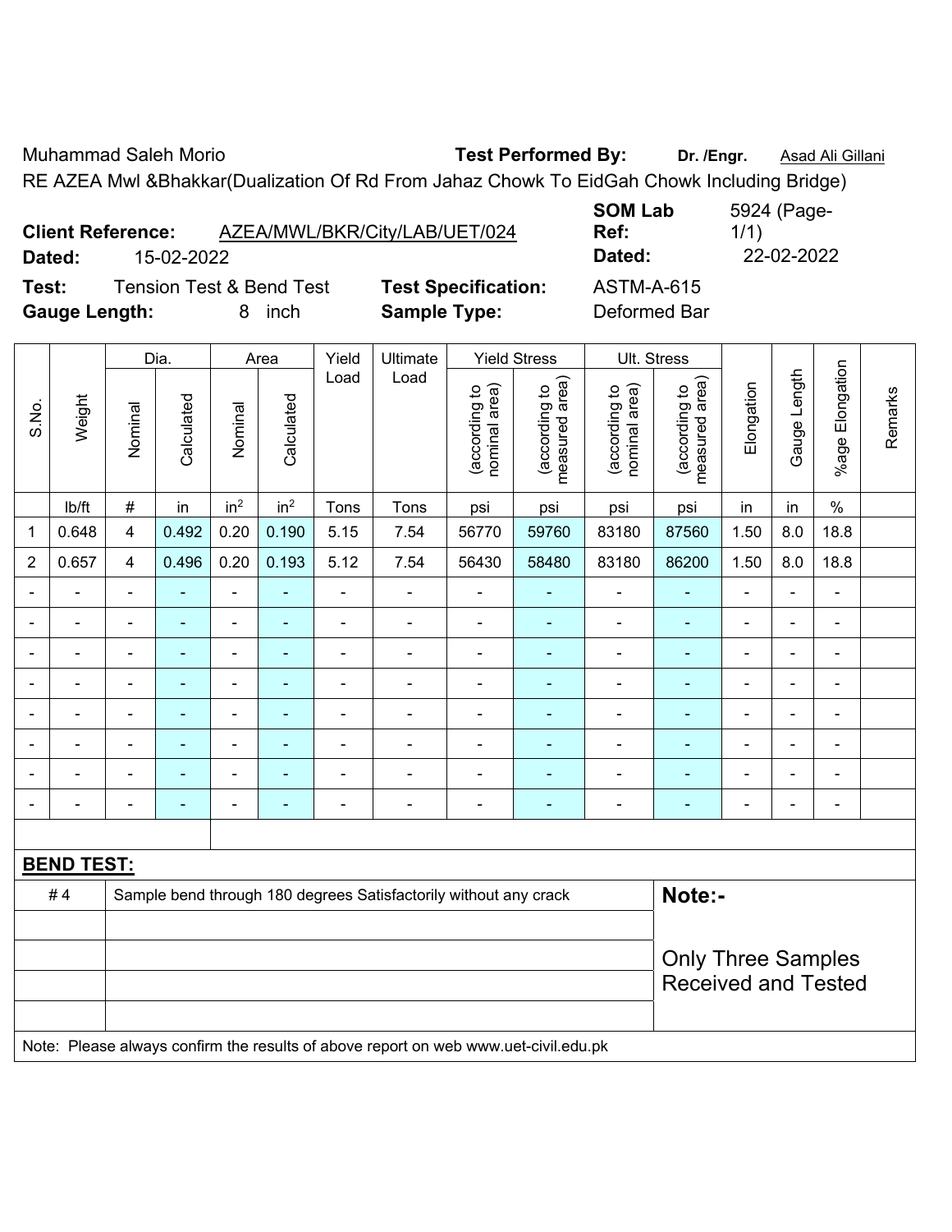Muhammad Saleh Morio **Test Performed By:** **Dr. /Engr.** Asad Ali Gillani

RE AZEA Mwl &Bhakkar(Dualization Of Rd From Jahaz Chowk To EidGah Chowk Including Bridge)

**Client Reference:** AZEA/MWL/BKR/City/LAB/UET/024 **SOM Lab Ref:** 5924 (Page-1/1)

**Dated:** 15-02-2022 **Dated:** 22-02-2022

**Test:** Tension Test & Bend Test **Test Specification:** ASTM-A-615

**Gauge Length:** 8 inch **Sample Type:** Deformed Bar

| S.No. | Weight | Dia. | | Area | | Yield Load | Ultimate Load | Yield Stress | | Ult. Stress | | Elongation | Gauge Length | %age Elongation | Remarks |
|---|---|---|---|---|---|---|---|---|---|---|---|---|---|---|---|
| | | Nominal | Calculated | Nominal | Calculated | | | (according to nominal area) | (according to measured area) | (according to nominal area) | (according to measured area) | | | | |
| | lb/ft | # | in | $in^2$ | $in^2$ | Tons | Tons | psi | psi | psi | psi | in | in | % | |
| 1 | 0.648 | 4 | 0.492 | 0.20 | 0.190 | 5.15 | 7.54 | 56770 | 59760 | 83180 | 87560 | 1.50 | 8.0 | 18.8 | |
| 2 | 0.657 | 4 | 0.496 | 0.20 | 0.193 | 5.12 | 7.54 | 56430 | 58480 | 83180 | 86200 | 1.50 | 8.0 | 18.8 | |
| - | - | - | - | - | - | - | - | - | - | - | - | - | - | - | |
| - | - | - | - | - | - | - | - | - | - | - | - | - | - | - | |
| - | - | - | - | - | - | - | - | - | - | - | - | - | - | - | |
| - | - | - | - | - | - | - | - | - | - | - | - | - | - | - | |
| - | - | - | - | - | - | - | - | - | - | - | - | - | - | - | |
| - | - | - | - | - | - | - | - | - | - | - | - | - | - | - | |
| - | - | - | - | - | - | - | - | - | - | - | - | - | - | - | |
| - | - | - | - | - | - | - | - | - | - | - | - | - | - | - | |

**BEND TEST:**

| | | |
|---|---|---|
| # 4 | Sample bend through 180 degrees Satisfactorily without any crack | **Note:-** Only Three Samples Received and Tested |

Note: Please always confirm the results of above report on web www.uet-civil.edu.pk